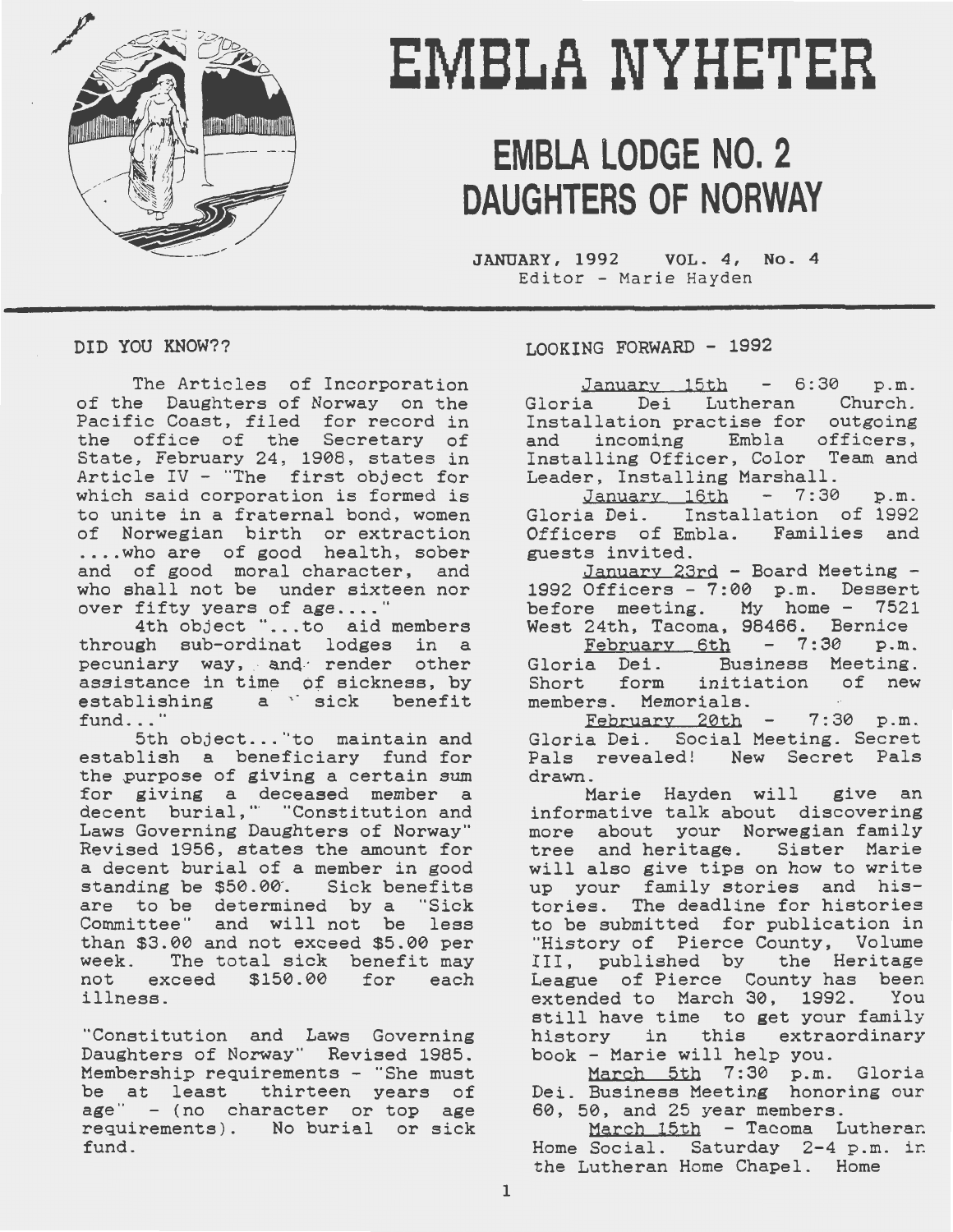# EMBLA NYHETER

## EMBLA LODGE NO. 2 DAUGHTERS OF NORWAY

JANUARY, 1992 VOL. 4, No. 4
Editor - Marie Hayden

### DID YOU KNOW??

The Articles of Incorporation of the Daughters of Norway on the Pacific Coast, filed for record in the office of the Secretary of State, February 24, 1908, states in Article IV - "The first object for which said corporation is formed is to unite in a fraternal bond, women of Norwegian birth or extraction ....who are of good health, sober and of good moral character, and who shall not be under sixteen nor over fifty years of age...."

4th object "...to aid members through sub-ordinat lodges in a pecuniary way, and render other assistance in time of sickness, by establishing a sick benefit fund..."

5th object..."to maintain and establish a beneficiary fund for the purpose of giving a certain sum for giving a deceased member a decent burial," "Constitution and Laws Governing Daughters of Norway" Revised 1956, states the amount for a decent burial of a member in good standing be $50.00. Sick benefits are to be determined by a "Sick Committee" and will not be less than $3.00 and not exceed $5.00 per week. The total sick benefit may not exceed $150.00 for each illness.

"Constitution and Laws Governing Daughters of Norway" Revised 1985. Membership requirements - "She must be at least thirteen years of age" - (no character or top age requirements). No burial or sick fund.

### LOOKING FORWARD - 1992

January 15th - 6:30 p.m. Gloria Dei Lutheran Church. Installation practise for outgoing and incoming Embla officers, Installing Officer, Color Team and Leader, Installing Marshall.

January 16th - 7:30 p.m. Gloria Dei. Installation of 1992 Officers of Embla. Families and guests invited.

January 23rd - Board Meeting - 1992 Officers - 7:00 p.m. Dessert before meeting. My home - 7521 West 24th, Tacoma, 98466. Bernice

February 6th - 7:30 p.m. Gloria Dei. Business Meeting. Short form initiation of new members. Memorials.

February 20th - 7:30 p.m. Gloria Dei. Social Meeting. Secret Pals revealed! New Secret Pals drawn.

Marie Hayden will give an informative talk about discovering more about your Norwegian family tree and heritage. Sister Marie will also give tips on how to write up your family stories and histories. The deadline for histories to be submitted for publication in "History of Pierce County, Volume III, published by the Heritage League of Pierce County has been extended to March 30, 1992. You still have time to get your family history in this extraordinary book - Marie will help you.

March 5th 7:30 p.m. Gloria Dei. Business Meeting honoring our 60, 50, and 25 year members.

March 15th - Tacoma Lutheran Home Social. Saturday 2-4 p.m. in the Lutheran Home Chapel. Home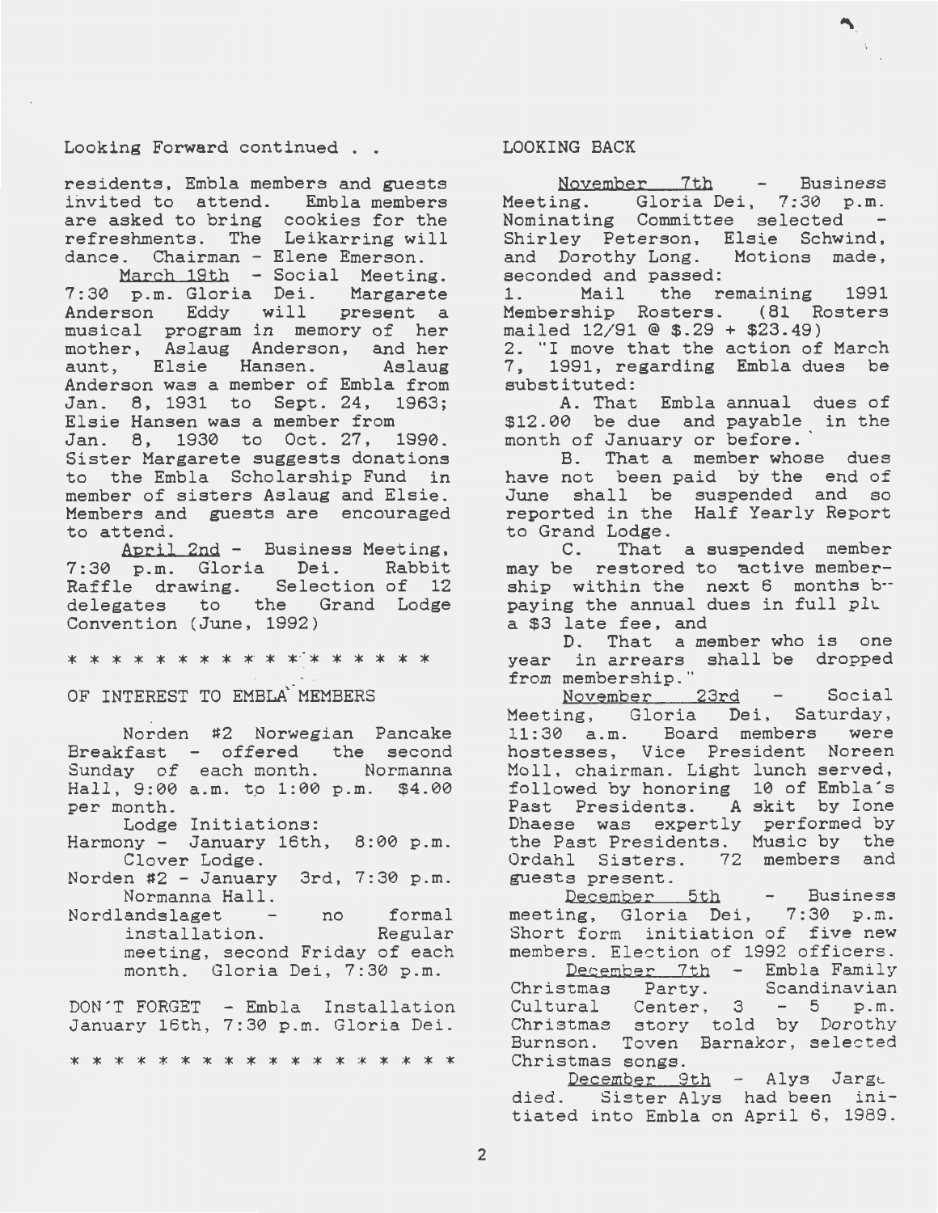Looking Forward continued . .

residents, Embla members and guests invited to attend. Embla members are asked to bring cookies for the refreshments. The Leikarring will dance. Chairman - Elene Emerson.

March 19th - Social Meeting. 7:30 p.m. Gloria Dei. Margarete Anderson Eddy will present a musical program in memory of her mother, Aslaug Anderson, and her aunt, Elsie Hansen. Aslaug Anderson was a member of Embla from Jan. 8, 1931 to Sept. 24, 1963; Elsie Hansen was a member from Jan. 8, 1930 to Oct. 27, 1990. Sister Margarete suggests donations to the Embla Scholarship Fund in member of sisters Aslaug and Elsie. Members and guests are encouraged to attend.

April 2nd - Business Meeting, 7:30 p.m. Gloria Dei. Rabbit Raffle drawing. Selection of 12 delegates to the Grand Lodge Convention (June, 1992)

* * * * * * * * * * * * * * * * *

OF INTEREST TO EMBLA MEMBERS

Norden #2 Norwegian Pancake Breakfast - offered the second Sunday of each month. Normanna Hall, 9:00 a.m. to 1:00 p.m. $4.00 per month.

Lodge Initiations:

- Harmony - January 16th, 8:00 p.m. Clover Lodge.
- Norden #2 - January 3rd, 7:30 p.m. Normanna Hall.
- Nordlandslaget - no formal installation. Regular meeting, second Friday of each month. Gloria Dei, 7:30 p.m.

DON'T FORGET - Embla Installation January 16th, 7:30 p.m. Gloria Dei.

* * * * * * * * * * * * * * * * * * *

LOOKING BACK

November 7th - Business Meeting. Gloria Dei, 7:30 p.m. Nominating Committee selected - Shirley Peterson, Elsie Schwind, and Dorothy Long. Motions made, seconded and passed:

1. Mail the remaining 1991 Membership Rosters. (81 Rosters mailed 12/91 @ $.29 + $23.49)
2. "I move that the action of March 7, 1991, regarding Embla dues be substituted:

A. That Embla annual dues of $12.00 be due and payable in the month of January or before.

B. That a member whose dues have not been paid by the end of June shall be suspended and so reported in the Half Yearly Report to Grand Lodge.

C. That a suspended member may be restored to active membership within the next 6 months by paying the annual dues in full plus a $3 late fee, and

D. That a member who is one year in arrears shall be dropped from membership."

November 23rd - Social Meeting, Gloria Dei, Saturday, 11:30 a.m. Board members were hostesses, Vice President Noreen Moll, chairman. Light lunch served, followed by honoring 10 of Embla's Past Presidents. A skit by Ione Dhaese was expertly performed by the Past Presidents. Music by the Ordahl Sisters. 72 members and guests present.

December 5th - Business meeting, Gloria Dei, 7:30 p.m. Short form initiation of five new members. Election of 1992 officers.

December 7th - Embla Family Christmas Party. Scandinavian Cultural Center, 3 - 5 p.m. Christmas story told by Dorothy Burnson. Toven Barnakor, selected Christmas songs.

December 9th - Alys Jarge died. Sister Alys had been initiated into Embla on April 6, 1989.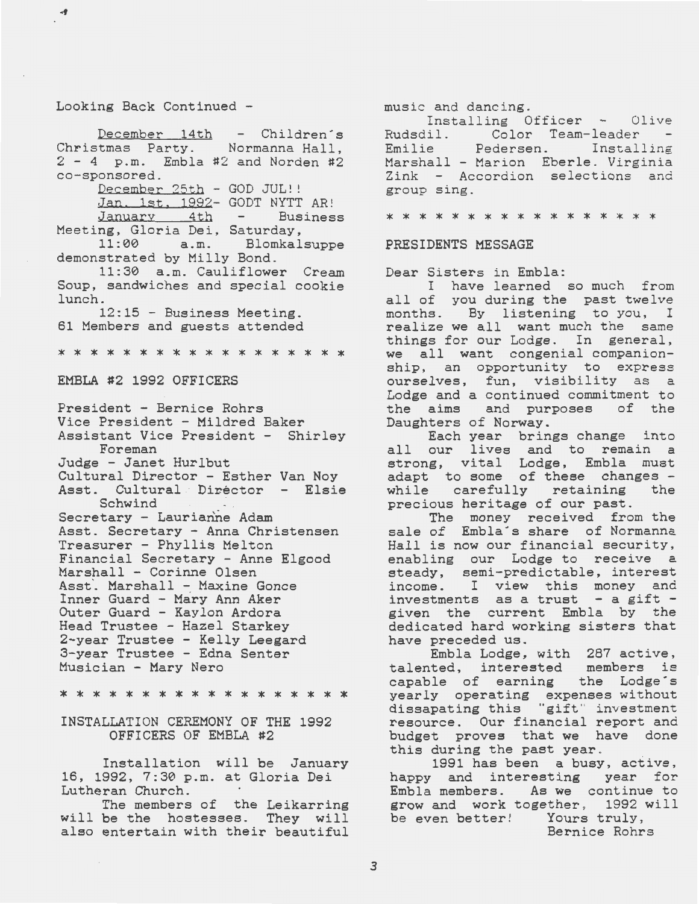Looking Back Continued -

December 14th - Children's Christmas Party. Normanna Hall, 2 - 4 p.m. Embla #2 and Norden #2 co-sponsored.

December 25th - GOD JUL!!

Jan. 1st, 1992- GODT NYTT AR!

January 4th - Business Meeting, Gloria Dei, Saturday,

11:00 a.m. Blomkalsuppe demonstrated by Milly Bond.

11:30 a.m. Cauliflower Cream Soup, sandwiches and special cookie lunch.

12:15 - Business Meeting.

61 Members and guests attended

* * * * * * * * * * * * * * * * * *

## EMBLA #2 1992 OFFICERS

President - Bernice Rohrs
Vice President - Mildred Baker
Assistant Vice President - Shirley Foreman
Judge - Janet Hurlbut
Cultural Director - Esther Van Noy
Asst. Cultural Director - Elsie Schwind
Secretary - Laurianne Adam
Asst. Secretary - Anna Christensen
Treasurer - Phyllis Melton
Financial Secretary - Anne Elgood
Marshall - Corinne Olsen
Asst. Marshall - Maxine Gonce
Inner Guard - Mary Ann Aker
Outer Guard - Kaylon Ardora
Head Trustee - Hazel Starkey
2-year Trustee - Kelly Leegard
3-year Trustee - Edna Senter
Musician - Mary Nero

* * * * * * * * * * * * * * * * * *

## INSTALLATION CEREMONY OF THE 1992 OFFICERS OF EMBLA #2

Installation will be January 16, 1992, 7:30 p.m. at Gloria Dei Lutheran Church.

The members of the Leikarring will be the hostesses. They will also entertain with their beautiful music and dancing.

Installing Officer - Olive Rudsdil. Color Team-leader - Emilie Pedersen. Installing Marshall - Marion Eberle. Virginia Zink - Accordion selections and group sing.

* * * * * * * * * * * * * * * * *

## PRESIDENTS MESSAGE

Dear Sisters in Embla:

I have learned so much from all of you during the past twelve months. By listening to you, I realize we all want much the same things for our Lodge. In general, we all want congenial companionship, an opportunity to express ourselves, fun, visibility as a Lodge and a continued commitment to the aims and purposes of the Daughters of Norway.

Each year brings change into all our lives and to remain a strong, vital Lodge, Embla must adapt to some of these changes - while carefully retaining the precious heritage of our past.

The money received from the sale of Embla's share of Normanna Hall is now our financial security, enabling our Lodge to receive a steady, semi-predictable, interest income. I view this money and investments as a trust - a gift - given the current Embla by the dedicated hard working sisters that have preceded us.

Embla Lodge, with 287 active, talented, interested members is capable of earning the Lodge's yearly operating expenses without dissapating this "gift" investment resource. Our financial report and budget proves that we have done this during the past year.

1991 has been a busy, active, happy and interesting year for Embla members. As we continue to grow and work together, 1992 will be even better! Yours truly,

Bernice Rohrs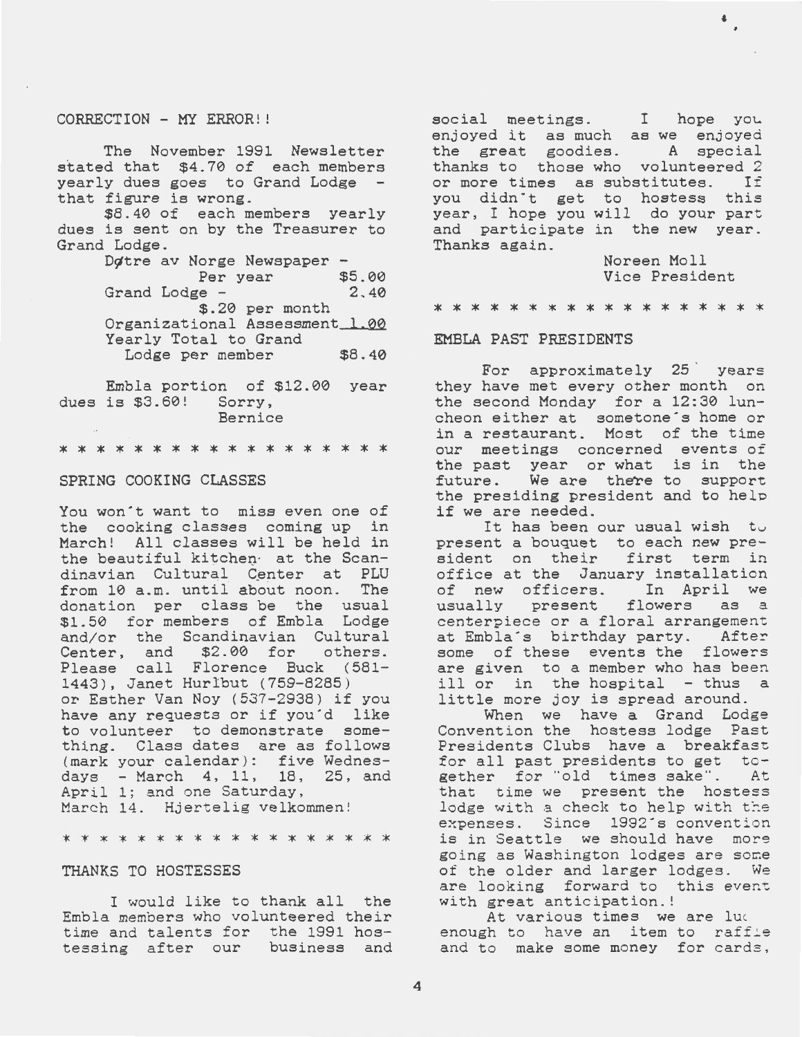CORRECTION - MY ERROR!!

The November 1991 Newsletter stated that $4.70 of each members yearly dues goes to Grand Lodge - that figure is wrong.

$8.40 of each members yearly dues is sent on by the Treasurer to Grand Lodge.

| | |
|---|---|
| Døtre av Norge Newspaper - Per year | $5.00 |
| Grand Lodge - $.20 per month | 2.40 |
| Organizational Assessment | 1.00 |
| Yearly Total to Grand Lodge per member | $8.40 |

Embla portion of $12.00 year dues is $3.60! Sorry,
Bernice

* * * * * * * * * * * * * * * * * *

SPRING COOKING CLASSES

You won't want to miss even one of the cooking classes coming up in March! All classes will be held in the beautiful kitchen at the Scandinavian Cultural Center at PLU from 10 a.m. until about noon. The donation per class be the usual $1.50 for members of Embla Lodge and/or the Scandinavian Cultural Center, and $2.00 for others. Please call Florence Buck (581-1443), Janet Hurlbut (759-8285) or Esther Van Noy (537-2938) if you have any requests or if you'd like to volunteer to demonstrate something. Class dates are as follows (mark your calendar): five Wednesdays - March 4, 11, 18, 25, and April 1; and one Saturday, March 14. Hjertelig velkommen!

* * * * * * * * * * * * * * * * * *

THANKS TO HOSTESSES

I would like to thank all the Embla members who volunteered their time and talents for the 1991 hostessing after our business and social meetings. I hope you enjoyed it as much as we enjoyed the great goodies. A special thanks to those who volunteered 2 or more times as substitutes. If you didn't get to hostess this year, I hope you will do your part and participate in the new year. Thanks again.

Noreen Moll
Vice President

* * * * * * * * * * * * * * * * * *

EMBLA PAST PRESIDENTS

For approximately 25 years they have met every other month on the second Monday for a 12:30 luncheon either at sometone's home or in a restaurant. Most of the time our meetings concerned events of the past year or what is in the future. We are there to support the presiding president and to help if we are needed.

It has been our usual wish to present a bouquet to each new president on their first term in office at the January installation of new officers. In April we usually present flowers as a centerpiece or a floral arrangement at Embla's birthday party. After some of these events the flowers are given to a member who has been ill or in the hospital - thus a little more joy is spread around.

When we have a Grand Lodge Convention the hostess lodge Past Presidents Clubs have a breakfast for all past presidents to get together for "old times sake". At that time we present the hostess lodge with a check to help with the expenses. Since 1992's convention is in Seattle we should have more going as Washington lodges are some of the older and larger lodges. We are looking forward to this event with great anticipation.!

At various times we are luc enough to have an item to raffle and to make some money for cards,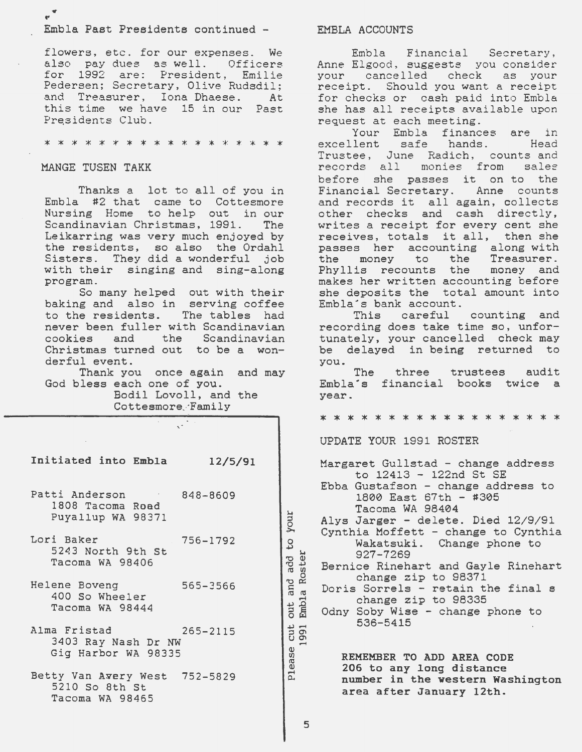Embla Past Presidents continued -

flowers, etc. for our expenses. We also pay dues as well. Officers for 1992 are: President, Emilie Pedersen; Secretary, Olive Rudsdil; and Treasurer, Iona Dhaese. At this time we have 15 in our Past Presidents Club.

* * * * * * * * * * * * * * * * * * *

## MANGE TUSEN TAKK

Thanks a lot to all of you in Embla #2 that came to Cottesmore Nursing Home to help out in our Scandinavian Christmas, 1991. The Leikarring was very much enjoyed by the residents, so also the Ordahl Sisters. They did a wonderful job with their singing and sing-along program.

So many helped out with their baking and also in serving coffee to the residents. The tables had never been fuller with Scandinavian cookies and the Scandinavian Christmas turned out to be a wonderful event.

Thank you once again and may God bless each one of you.

Bodil Lovoll, and the
Cottesmore Family

**Initiated into Embla 12/5/91**

Patti Anderson 848-8609
1808 Tacoma Road
Puyallup WA 98371

Lori Baker 756-1792
5243 North 9th St
Tacoma WA 98406

Helene Boveng 565-3566
400 So Wheeler
Tacoma WA 98444

Alma Fristad 265-2115
3403 Ray Nash Dr NW
Gig Harbor WA 98335

Betty Van Avery West 752-5829
5210 So 8th St
Tacoma WA 98465

Please cut out and add to your 1991 Embla Roster

## EMBLA ACCOUNTS

Embla Financial Secretary, Anne Elgood, suggests you consider your cancelled check as your receipt. Should you want a receipt for checks or cash paid into Embla she has all receipts available upon request at each meeting.

Your Embla finances are in excellent safe hands. Head Trustee, June Radich, counts and records all monies from sales before she passes it on to the Financial Secretary. Anne counts and records it all again, collects other checks and cash directly, writes a receipt for every cent she receives, totals it all, then she passes her accounting along with the money to the Treasurer. Phyllis recounts the money and makes her written accounting before she deposits the total amount into Embla's bank account.

This careful counting and recording does take time so, unfortunately, your cancelled check may be delayed in being returned to you.

The three trustees audit Embla's financial books twice a year.

* * * * * * * * * * * * * * * * * * *

## UPDATE YOUR 1991 ROSTER

Margaret Gullstad - change address to 12413 - 122nd St SE
Ebba Gustafson - change address to 1800 East 67th - #305 Tacoma WA 98404
Alys Jarger - delete. Died 12/9/91
Cynthia Moffett - change to Cynthia Wakatsuki. Change phone to 927-7269
Bernice Rinehart and Gayle Rinehart change zip to 98371
Doris Sorrels - retain the final s change zip to 98335
Odny Soby Wise - change phone to 536-5415

**REMEMBER TO ADD AREA CODE 206 to any long distance number in the western Washington area after January 12th.**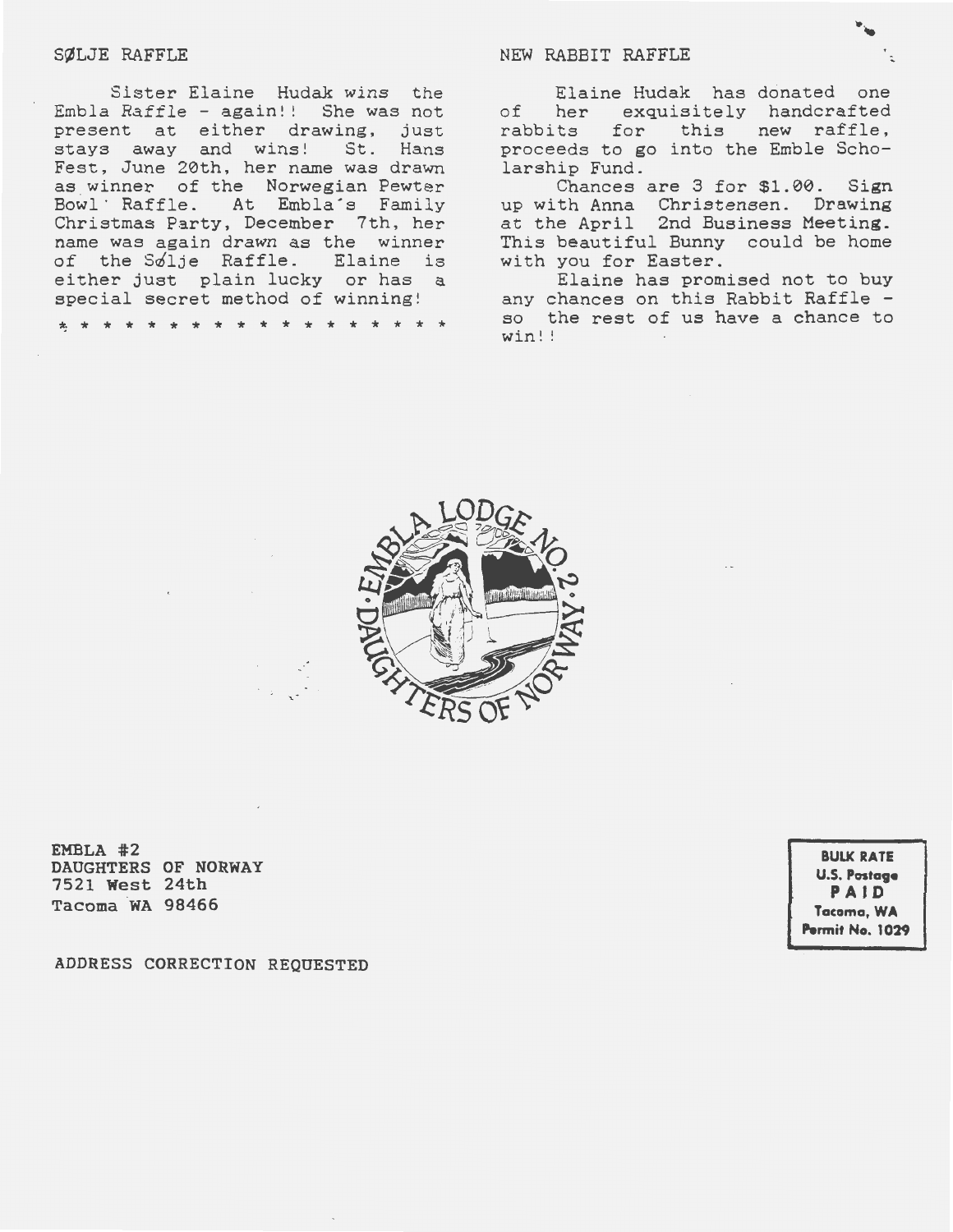## SØLJE RAFFLE

Sister Elaine Hudak wins the Embla Raffle - again!! She was not present at either drawing, just stays away and wins! St. Hans Fest, June 20th, her name was drawn as winner of the Norwegian Pewter Bowl Raffle. At Embla's Family Christmas Party, December 7th, her name was again drawn as the winner of the Sølje Raffle. Elaine is either just plain lucky or has a special secret method of winning!

* * * * * * * * * * * * * * * * * * *

## NEW RABBIT RAFFLE

Elaine Hudak has donated one of her exquisitely handcrafted rabbits for this new raffle, proceeds to go into the Emble Scholarship Fund.

Chances are 3 for $1.00. Sign up with Anna Christensen. Drawing at the April 2nd Business Meeting. This beautiful Bunny could be home with you for Easter.

Elaine has promised not to buy any chances on this Rabbit Raffle - so the rest of us have a chance to win!!

EMBLA LODGE NO. 2 · DAUGHTERS OF NORWAY

EMBLA #2
DAUGHTERS OF NORWAY
7521 West 24th
Tacoma WA 98466

ADDRESS CORRECTION REQUESTED

BULK RATE
U.S. Postage
PAID
Tacoma, WA
Permit No. 1029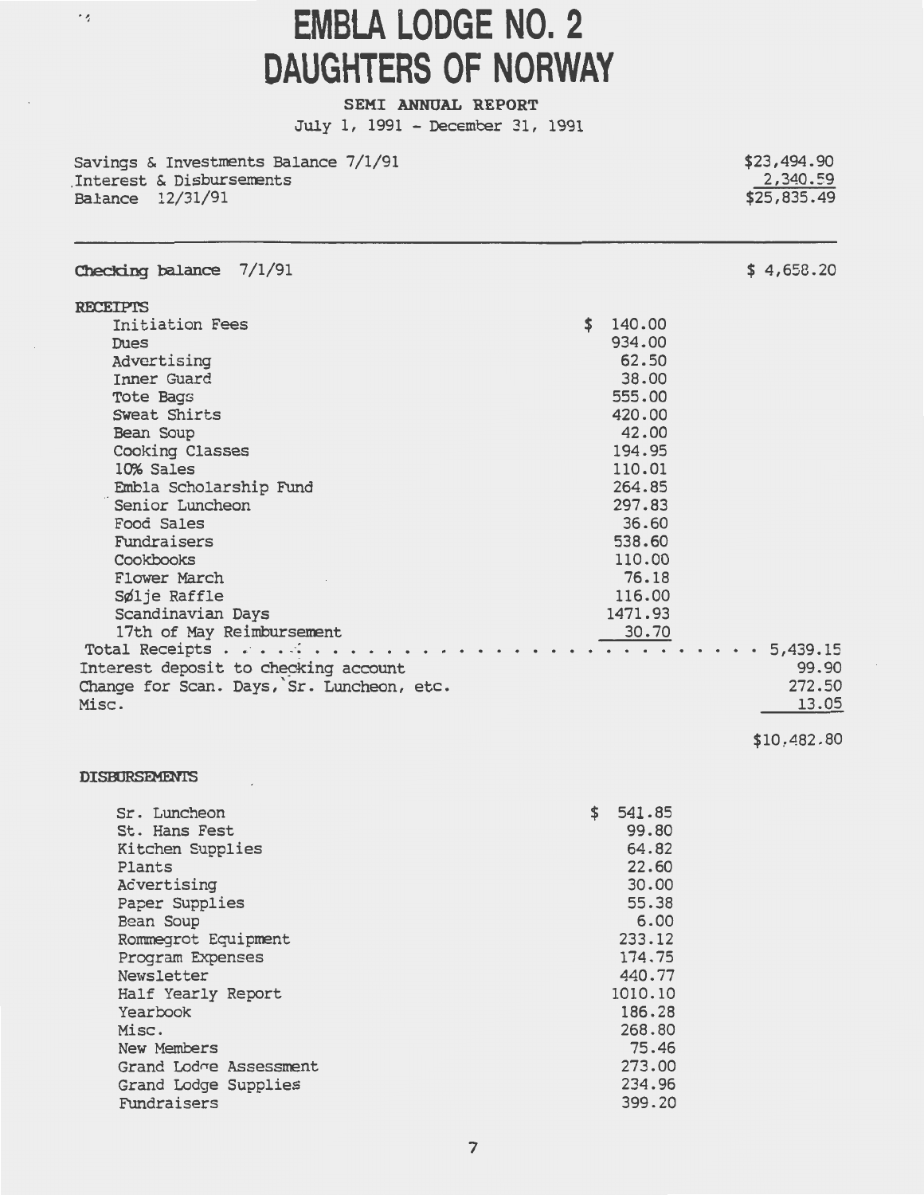# EMBLA LODGE NO. 2
# DAUGHTERS OF NORWAY

**SEMI ANNUAL REPORT**

July 1, 1991 - December 31, 1991

| | | |
|---|---|---|
| Savings & Investments Balance 7/1/91 | | $23,494.90 |
| Interest & Disbursements | | 2,340.59 |
| Balance 12/31/91 | | $25,835.49 |

| | | |
|---|---|---|
| **Checking balance** 7/1/91 | | $ 4,658.20 |
| **RECEIPTS** | | |
| Initiation Fees | $ 140.00 | |
| Dues | 934.00 | |
| Advertising | 62.50 | |
| Inner Guard | 38.00 | |
| Tote Bags | 555.00 | |
| Sweat Shirts | 420.00 | |
| Bean Soup | 42.00 | |
| Cooking Classes | 194.95 | |
| 10% Sales | 110.01 | |
| Embla Scholarship Fund | 264.85 | |
| Senior Luncheon | 297.83 | |
| Food Sales | 36.60 | |
| Fundraisers | 538.60 | |
| Cookbooks | 110.00 | |
| Flower March | 76.18 | |
| Sølje Raffle | 116.00 | |
| Scandinavian Days | 1471.93 | |
| 17th of May Reimbursement | 30.70 | |
| Total Receipts | | 5,439.15 |
| Interest deposit to checking account | | 99.90 |
| Change for Scan. Days, Sr. Luncheon, etc. | | 272.50 |
| Misc. | | 13.05 |
| | | $10,482.80 |

**DISBURSEMENTS**

| | |
|---|---|
| Sr. Luncheon | $ 541.85 |
| St. Hans Fest | 99.80 |
| Kitchen Supplies | 64.82 |
| Plants | 22.60 |
| Advertising | 30.00 |
| Paper Supplies | 55.38 |
| Bean Soup | 6.00 |
| Rommegrot Equipment | 233.12 |
| Program Expenses | 174.75 |
| Newsletter | 440.77 |
| Half Yearly Report | 1010.10 |
| Yearbook | 186.28 |
| Misc. | 268.80 |
| New Members | 75.46 |
| Grand Lodge Assessment | 273.00 |
| Grand Lodge Supplies | 234.96 |
| Fundraisers | 399.20 |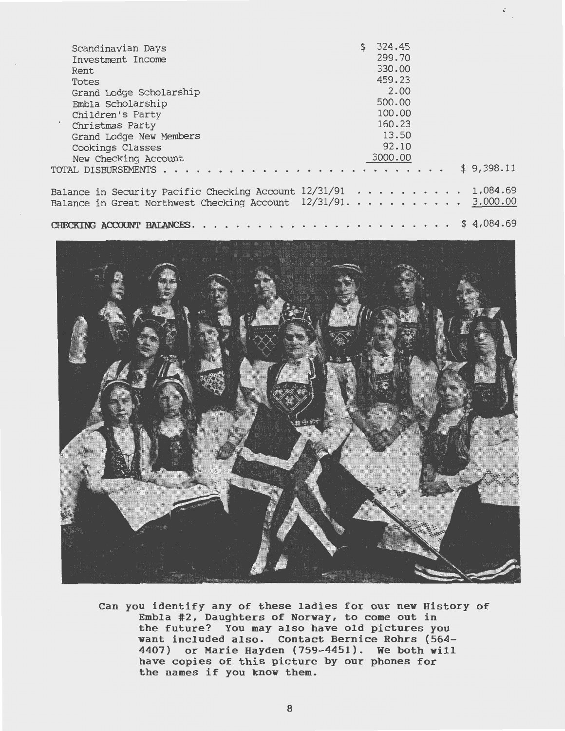| | | |
|---|---|---|
| Scandinavian Days | $ 324.45 | |
| Investment Income | 299.70 | |
| Rent | 330.00 | |
| Totes | 459.23 | |
| Grand Lodge Scholarship | 2.00 | |
| Embla Scholarship | 500.00 | |
| Children's Party | 100.00 | |
| Christmas Party | 160.23 | |
| Grand Lodge New Members | 13.50 | |
| Cookings Classes | 92.10 | |
| New Checking Account | 3000.00 | |
| TOTAL DISBURSEMENTS | | $ 9,398.11 |
| Balance in Security Pacific Checking Account 12/31/91 | | 1,084.69 |
| Balance in Great Northwest Checking Account 12/31/91 | | 3,000.00 |
| **CHECKING ACCOUNT BALANCES** | | $ 4,084.69 |

**Can you identify any of these ladies for our new History of Embla #2, Daughters of Norway, to come out in the future? You may also have old pictures you want included also. Contact Bernice Rohrs (564-4407) or Marie Hayden (759-4451). We both will have copies of this picture by our phones for the names if you know them.**